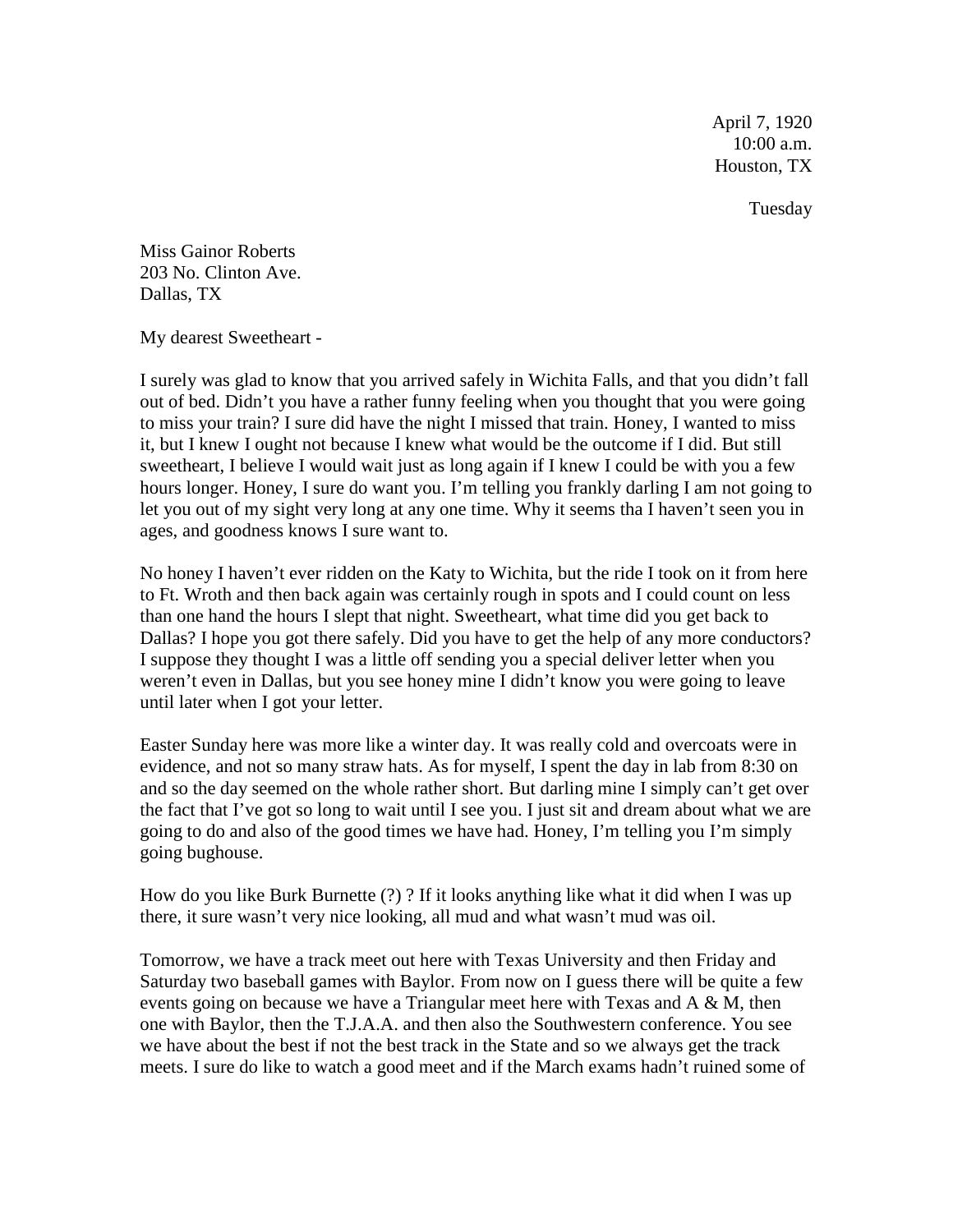April 7, 1920
10:00 a.m.
Houston, TX

Tuesday

Miss Gainor Roberts
203 No. Clinton Ave.
Dallas, TX

My dearest Sweetheart -

I surely was glad to know that you arrived safely in Wichita Falls, and that you didn't fall out of bed. Didn't you have a rather funny feeling when you thought that you were going to miss your train? I sure did have the night I missed that train. Honey, I wanted to miss it, but I knew I ought not because I knew what would be the outcome if I did. But still sweetheart, I believe I would wait just as long again if I knew I could be with you a few hours longer. Honey, I sure do want you. I'm telling you frankly darling I am not going to let you out of my sight very long at any one time. Why it seems tha I haven't seen you in ages, and goodness knows I sure want to.

No honey I haven't ever ridden on the Katy to Wichita, but the ride I took on it from here to Ft. Wroth and then back again was certainly rough in spots and I could count on less than one hand the hours I slept that night. Sweetheart, what time did you get back to Dallas? I hope you got there safely. Did you have to get the help of any more conductors? I suppose they thought I was a little off sending you a special deliver letter when you weren't even in Dallas, but you see honey mine I didn't know you were going to leave until later when I got your letter.

Easter Sunday here was more like a winter day. It was really cold and overcoats were in evidence, and not so many straw hats. As for myself, I spent the day in lab from 8:30 on and so the day seemed on the whole rather short. But darling mine I simply can't get over the fact that I've got so long to wait until I see you. I just sit and dream about what we are going to do and also of the good times we have had. Honey, I'm telling you I'm simply going bughouse.

How do you like Burk Burnette (?) ? If it looks anything like what it did when I was up there, it sure wasn't very nice looking, all mud and what wasn't mud was oil.

Tomorrow, we have a track meet out here with Texas University and then Friday and Saturday two baseball games with Baylor. From now on I guess there will be quite a few events going on because we have a Triangular meet here with Texas and A & M, then one with Baylor, then the T.J.A.A. and then also the Southwestern conference. You see we have about the best if not the best track in the State and so we always get the track meets. I sure do like to watch a good meet and if the March exams hadn't ruined some of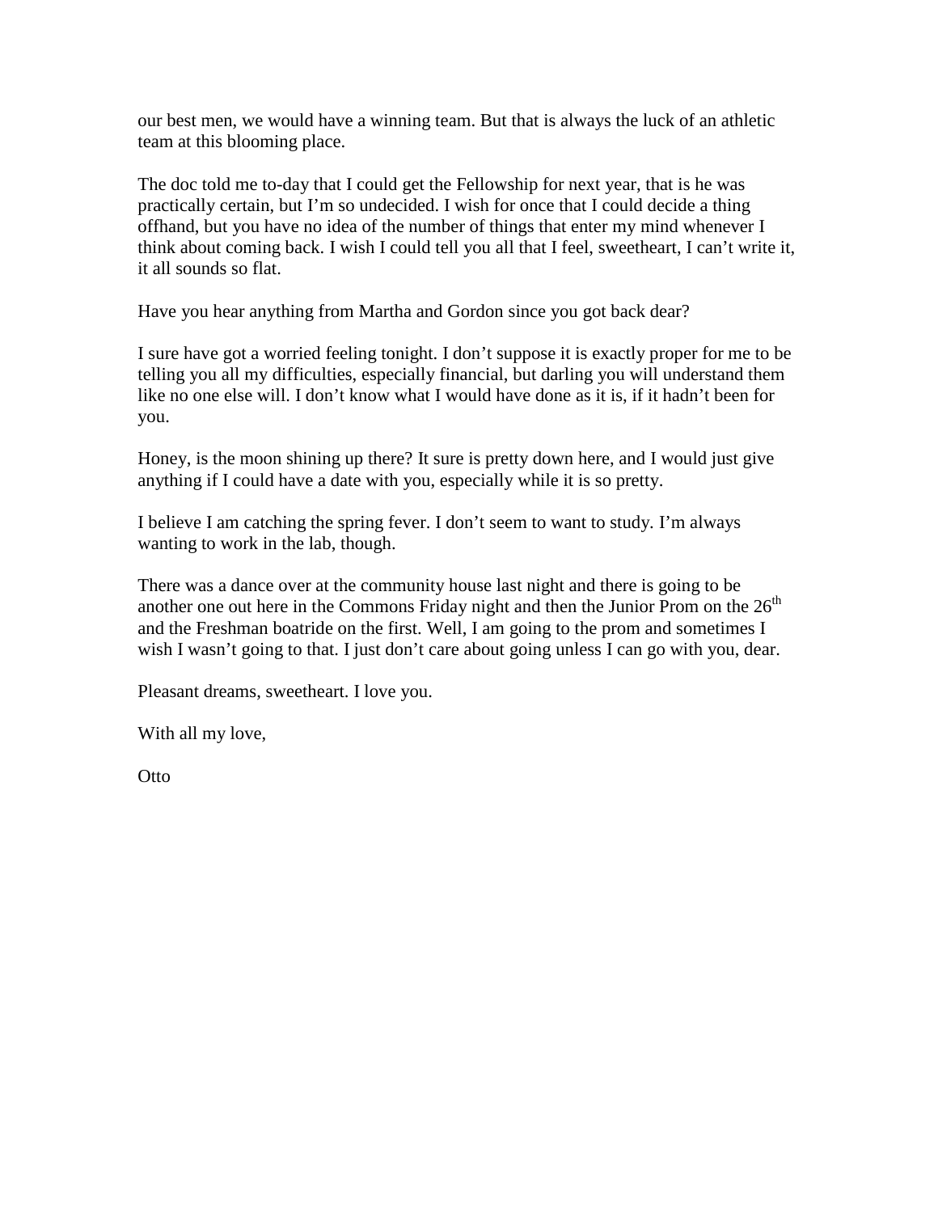our best men, we would have a winning team. But that is always the luck of an athletic team at this blooming place.

The doc told me to-day that I could get the Fellowship for next year, that is he was practically certain, but I'm so undecided. I wish for once that I could decide a thing offhand, but you have no idea of the number of things that enter my mind whenever I think about coming back. I wish I could tell you all that I feel, sweetheart, I can't write it, it all sounds so flat.

Have you hear anything from Martha and Gordon since you got back dear?

I sure have got a worried feeling tonight. I don't suppose it is exactly proper for me to be telling you all my difficulties, especially financial, but darling you will understand them like no one else will. I don't know what I would have done as it is, if it hadn't been for you.

Honey, is the moon shining up there? It sure is pretty down here, and I would just give anything if I could have a date with you, especially while it is so pretty.

I believe I am catching the spring fever. I don't seem to want to study. I'm always wanting to work in the lab, though.

There was a dance over at the community house last night and there is going to be another one out here in the Commons Friday night and then the Junior Prom on the 26th and the Freshman boatride on the first. Well, I am going to the prom and sometimes I wish I wasn't going to that. I just don't care about going unless I can go with you, dear.

Pleasant dreams, sweetheart. I love you.

With all my love,

Otto